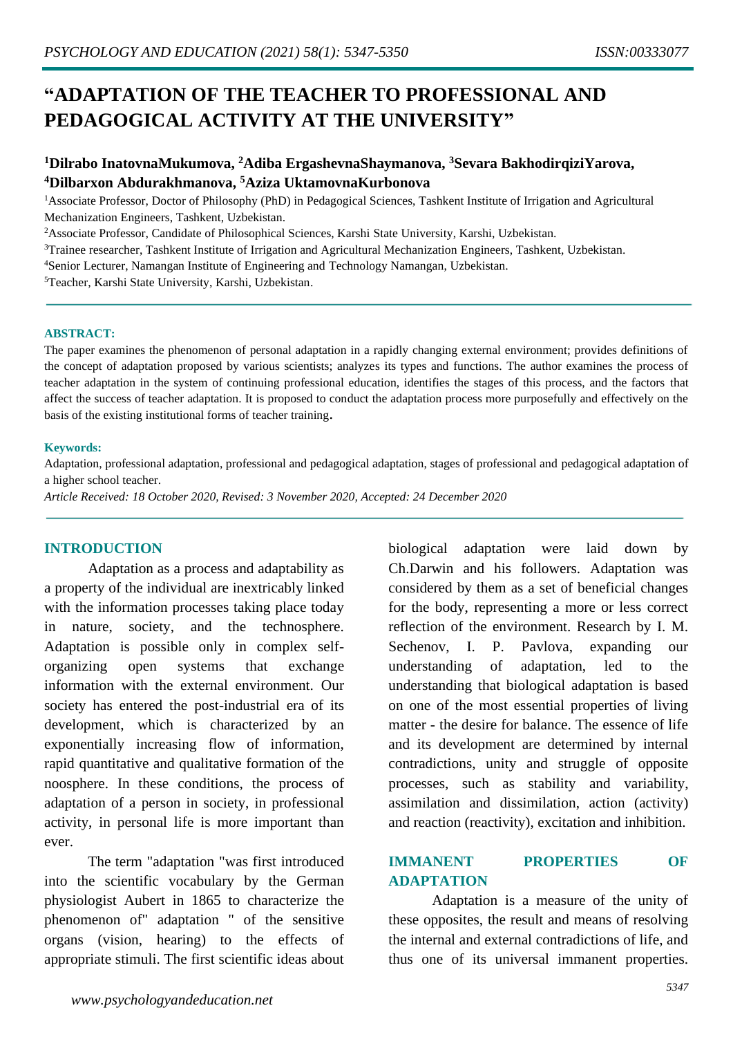# "ADAPTATION OF THE TEACHER TO PROFESSIONAL AND PEDAGOGICAL ACTIVITY AT THE UNIVERSITY"

**[1]Dilrabo InatovnaMukumova, [2]Adiba ErgashevnaShaymanova, [3]Sevara BakhodirqiziYarova, [4]Dilbarxon Abdurakhmanova, [5]Aziza UktamovnaKurbonova**

[1]Associate Professor, Doctor of Philosophy (PhD) in Pedagogical Sciences, Tashkent Institute of Irrigation and Agricultural Mechanization Engineers, Tashkent, Uzbekistan.

[2]Associate Professor, Candidate of Philosophical Sciences, Karshi State University, Karshi, Uzbekistan.

[3]Trainee researcher, Tashkent Institute of Irrigation and Agricultural Mechanization Engineers, Tashkent, Uzbekistan.

[4]Senior Lecturer, Namangan Institute of Engineering and Technology Namangan, Uzbekistan.

[5]Teacher, Karshi State University, Karshi, Uzbekistan.

**ABSTRACT:**

The paper examines the phenomenon of personal adaptation in a rapidly changing external environment; provides definitions of the concept of adaptation proposed by various scientists; analyzes its types and functions. The author examines the process of teacher adaptation in the system of continuing professional education, identifies the stages of this process, and the factors that affect the success of teacher adaptation. It is proposed to conduct the adaptation process more purposefully and effectively on the basis of the existing institutional forms of teacher training.

**Keywords:**

Adaptation, professional adaptation, professional and pedagogical adaptation, stages of professional and pedagogical adaptation of a higher school teacher.

*Article Received: 18 October 2020, Revised: 3 November 2020, Accepted: 24 December 2020*

## INTRODUCTION

Adaptation as a process and adaptability as a property of the individual are inextricably linked with the information processes taking place today in nature, society, and the technosphere. Adaptation is possible only in complex self-organizing open systems that exchange information with the external environment. Our society has entered the post-industrial era of its development, which is characterized by an exponentially increasing flow of information, rapid quantitative and qualitative formation of the noosphere. In these conditions, the process of adaptation of a person in society, in professional activity, in personal life is more important than ever.

The term "adaptation "was first introduced into the scientific vocabulary by the German physiologist Aubert in 1865 to characterize the phenomenon of" adaptation " of the sensitive organs (vision, hearing) to the effects of appropriate stimuli. The first scientific ideas about biological adaptation were laid down by Ch.Darwin and his followers. Adaptation was considered by them as a set of beneficial changes for the body, representing a more or less correct reflection of the environment. Research by I. M. Sechenov, I. P. Pavlova, expanding our understanding of adaptation, led to the understanding that biological adaptation is based on one of the most essential properties of living matter - the desire for balance. The essence of life and its development are determined by internal contradictions, unity and struggle of opposite processes, such as stability and variability, assimilation and dissimilation, action (activity) and reaction (reactivity), excitation and inhibition.

## IMMANENT PROPERTIES OF ADAPTATION

Adaptation is a measure of the unity of these opposites, the result and means of resolving the internal and external contradictions of life, and thus one of its universal immanent properties.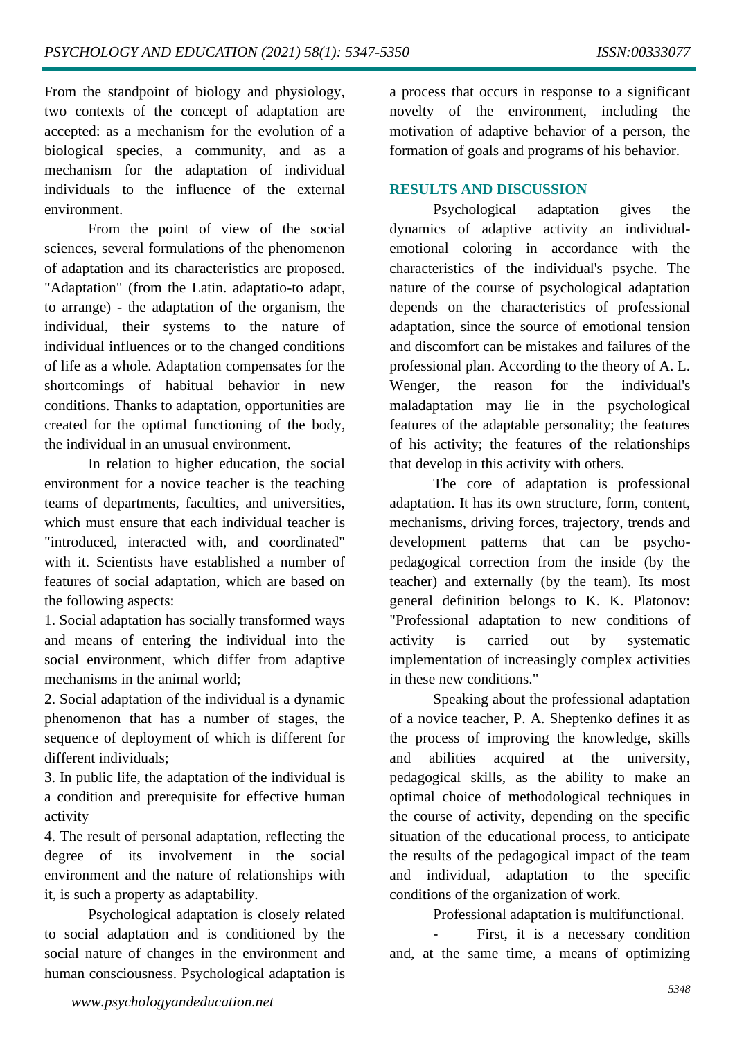From the standpoint of biology and physiology, two contexts of the concept of adaptation are accepted: as a mechanism for the evolution of a biological species, a community, and as a mechanism for the adaptation of individual individuals to the influence of the external environment.

From the point of view of the social sciences, several formulations of the phenomenon of adaptation and its characteristics are proposed. "Adaptation" (from the Latin. adaptatio-to adapt, to arrange) - the adaptation of the organism, the individual, their systems to the nature of individual influences or to the changed conditions of life as a whole. Adaptation compensates for the shortcomings of habitual behavior in new conditions. Thanks to adaptation, opportunities are created for the optimal functioning of the body, the individual in an unusual environment.

In relation to higher education, the social environment for a novice teacher is the teaching teams of departments, faculties, and universities, which must ensure that each individual teacher is "introduced, interacted with, and coordinated" with it. Scientists have established a number of features of social adaptation, which are based on the following aspects:

1. Social adaptation has socially transformed ways and means of entering the individual into the social environment, which differ from adaptive mechanisms in the animal world;
2. Social adaptation of the individual is a dynamic phenomenon that has a number of stages, the sequence of deployment of which is different for different individuals;
3. In public life, the adaptation of the individual is a condition and prerequisite for effective human activity
4. The result of personal adaptation, reflecting the degree of its involvement in the social environment and the nature of relationships with it, is such a property as adaptability.

Psychological adaptation is closely related to social adaptation and is conditioned by the social nature of changes in the environment and human consciousness. Psychological adaptation is a process that occurs in response to a significant novelty of the environment, including the motivation of adaptive behavior of a person, the formation of goals and programs of his behavior.

## RESULTS AND DISCUSSION

Psychological adaptation gives the dynamics of adaptive activity an individual-emotional coloring in accordance with the characteristics of the individual's psyche. The nature of the course of psychological adaptation depends on the characteristics of professional adaptation, since the source of emotional tension and discomfort can be mistakes and failures of the professional plan. According to the theory of A. L. Wenger, the reason for the individual's maladaptation may lie in the psychological features of the adaptable personality; the features of his activity; the features of the relationships that develop in this activity with others.

The core of adaptation is professional adaptation. It has its own structure, form, content, mechanisms, driving forces, trajectory, trends and development patterns that can be psycho-pedagogical correction from the inside (by the teacher) and externally (by the team). Its most general definition belongs to K. K. Platonov: "Professional adaptation to new conditions of activity is carried out by systematic implementation of increasingly complex activities in these new conditions."

Speaking about the professional adaptation of a novice teacher, P. A. Sheptenko defines it as the process of improving the knowledge, skills and abilities acquired at the university, pedagogical skills, as the ability to make an optimal choice of methodological techniques in the course of activity, depending on the specific situation of the educational process, to anticipate the results of the pedagogical impact of the team and individual, adaptation to the specific conditions of the organization of work.

Professional adaptation is multifunctional.

- First, it is a necessary condition and, at the same time, a means of optimizing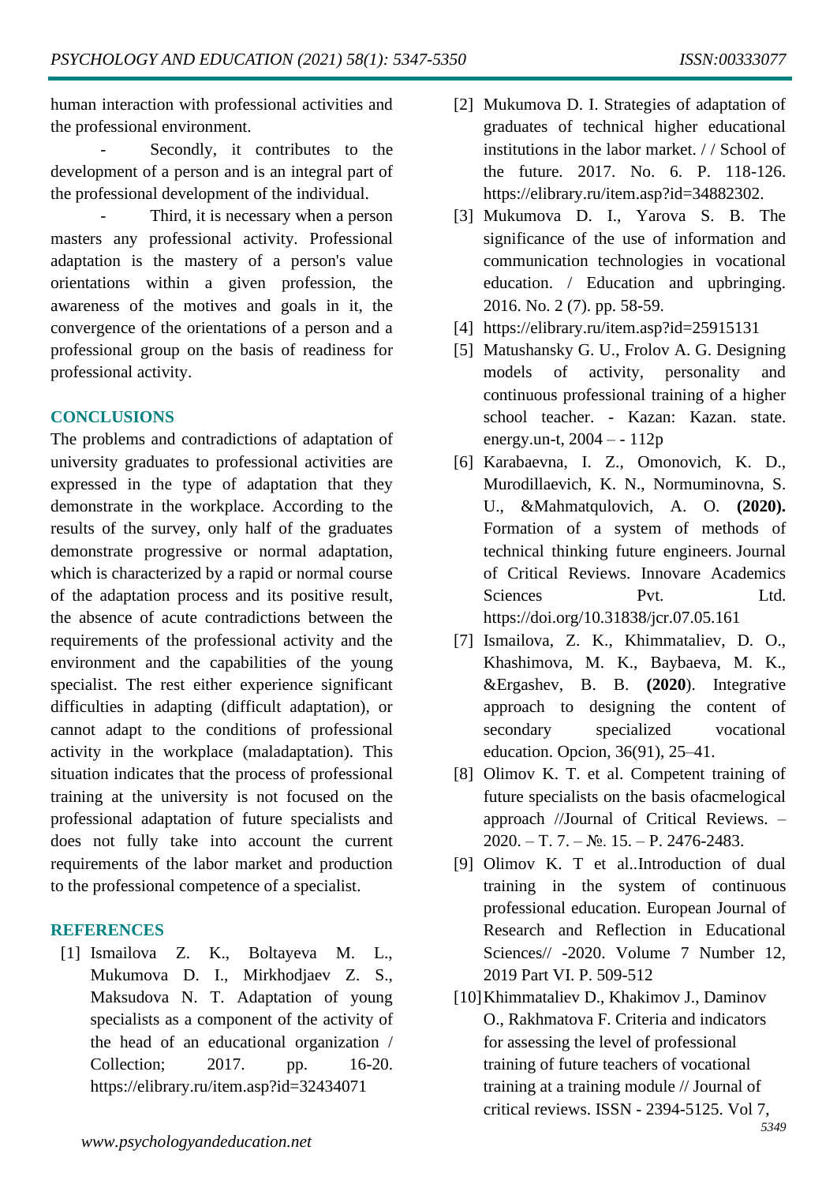human interaction with professional activities and the professional environment.

- Secondly, it contributes to the development of a person and is an integral part of the professional development of the individual.
- Third, it is necessary when a person masters any professional activity. Professional adaptation is the mastery of a person's value orientations within a given profession, the awareness of the motives and goals in it, the convergence of the orientations of a person and a professional group on the basis of readiness for professional activity.

## CONCLUSIONS

The problems and contradictions of adaptation of university graduates to professional activities are expressed in the type of adaptation that they demonstrate in the workplace. According to the results of the survey, only half of the graduates demonstrate progressive or normal adaptation, which is characterized by a rapid or normal course of the adaptation process and its positive result, the absence of acute contradictions between the requirements of the professional activity and the environment and the capabilities of the young specialist. The rest either experience significant difficulties in adapting (difficult adaptation), or cannot adapt to the conditions of professional activity in the workplace (maladaptation). This situation indicates that the process of professional training at the university is not focused on the professional adaptation of future specialists and does not fully take into account the current requirements of the labor market and production to the professional competence of a specialist.

## REFERENCES

[1] Ismailova Z. K., Boltayeva M. L., Mukumova D. I., Mirkhodjaev Z. S., Maksudova N. T. Adaptation of young specialists as a component of the activity of the head of an educational organization / Collection; 2017. pp. 16-20. https://elibrary.ru/item.asp?id=32434071

[2] Mukumova D. I. Strategies of adaptation of graduates of technical higher educational institutions in the labor market. / / School of the future. 2017. No. 6. P. 118-126. https://elibrary.ru/item.asp?id=34882302.

[3] Mukumova D. I., Yarova S. B. The significance of the use of information and communication technologies in vocational education. / Education and upbringing. 2016. No. 2 (7). pp. 58-59.

[4] https://elibrary.ru/item.asp?id=25915131

[5] Matushansky G. U., Frolov A. G. Designing models of activity, personality and continuous professional training of a higher school teacher. - Kazan: Kazan. state. energy.un-t, 2004 – - 112p

[6] Karabaevna, I. Z., Omonovich, K. D., Murodillaevich, K. N., Normuminovna, S. U., &Mahmatqulovich, A. O. **(2020).** Formation of a system of methods of technical thinking future engineers. Journal of Critical Reviews. Innovare Academics Sciences Pvt. Ltd. https://doi.org/10.31838/jcr.07.05.161

[7] Ismailova, Z. K., Khimmataliev, D. O., Khashimova, M. K., Baybaeva, M. K., &Ergashev, B. B. **(2020**). Integrative approach to designing the content of secondary specialized vocational education. Opcion, 36(91), 25–41.

[8] Olimov K. T. et al. Competent training of future specialists on the basis ofacmelogical approach //Journal of Critical Reviews. – 2020. – T. 7. – №. 15. – P. 2476-2483.

[9] Olimov K. T et al..Introduction of dual training in the system of continuous professional education. European Journal of Research and Reflection in Educational Sciences// -2020. Volume 7 Number 12, 2019 Part VI. P. 509-512

[10] Khimmataliev D., Khakimov J., Daminov O., Rakhmatova F. Criteria and indicators for assessing the level of professional training of future teachers of vocational training at a training module // Journal of critical reviews. ISSN - 2394-5125. Vol 7,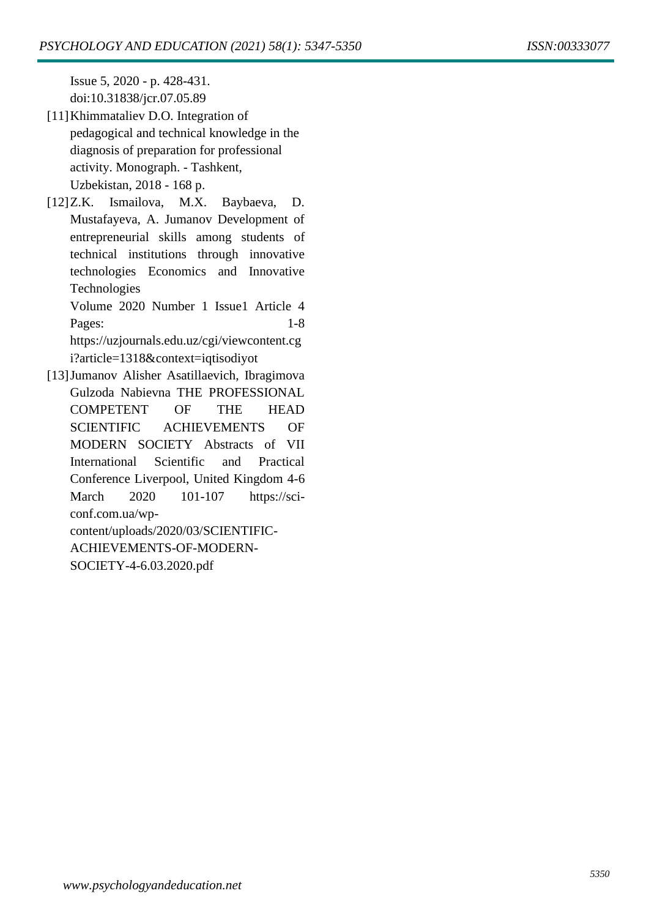Issue 5, 2020 - p. 428-431. doi:10.31838/jcr.07.05.89

[11] Khimmataliev D.O. Integration of pedagogical and technical knowledge in the diagnosis of preparation for professional activity. Monograph. - Tashkent, Uzbekistan, 2018 - 168 p.

[12] Z.K. Ismailova, M.X. Baybaeva, D. Mustafayeva, A. Jumanov Development of entrepreneurial skills among students of technical institutions through innovative technologies Economics and Innovative Technologies Volume 2020 Number 1 Issue1 Article 4 Pages: 1-8 https://uzjournals.edu.uz/cgi/viewcontent.cgi?article=1318&context=iqtisodiyot

[13] Jumanov Alisher Asatillaevich, Ibragimova Gulzoda Nabievna THE PROFESSIONAL COMPETENT OF THE HEAD SCIENTIFIC ACHIEVEMENTS OF MODERN SOCIETY Abstracts of VII International Scientific and Practical Conference Liverpool, United Kingdom 4-6 March 2020 101-107 https://sci-conf.com.ua/wp-content/uploads/2020/03/SCIENTIFIC-ACHIEVEMENTS-OF-MODERN-SOCIETY-4-6.03.2020.pdf